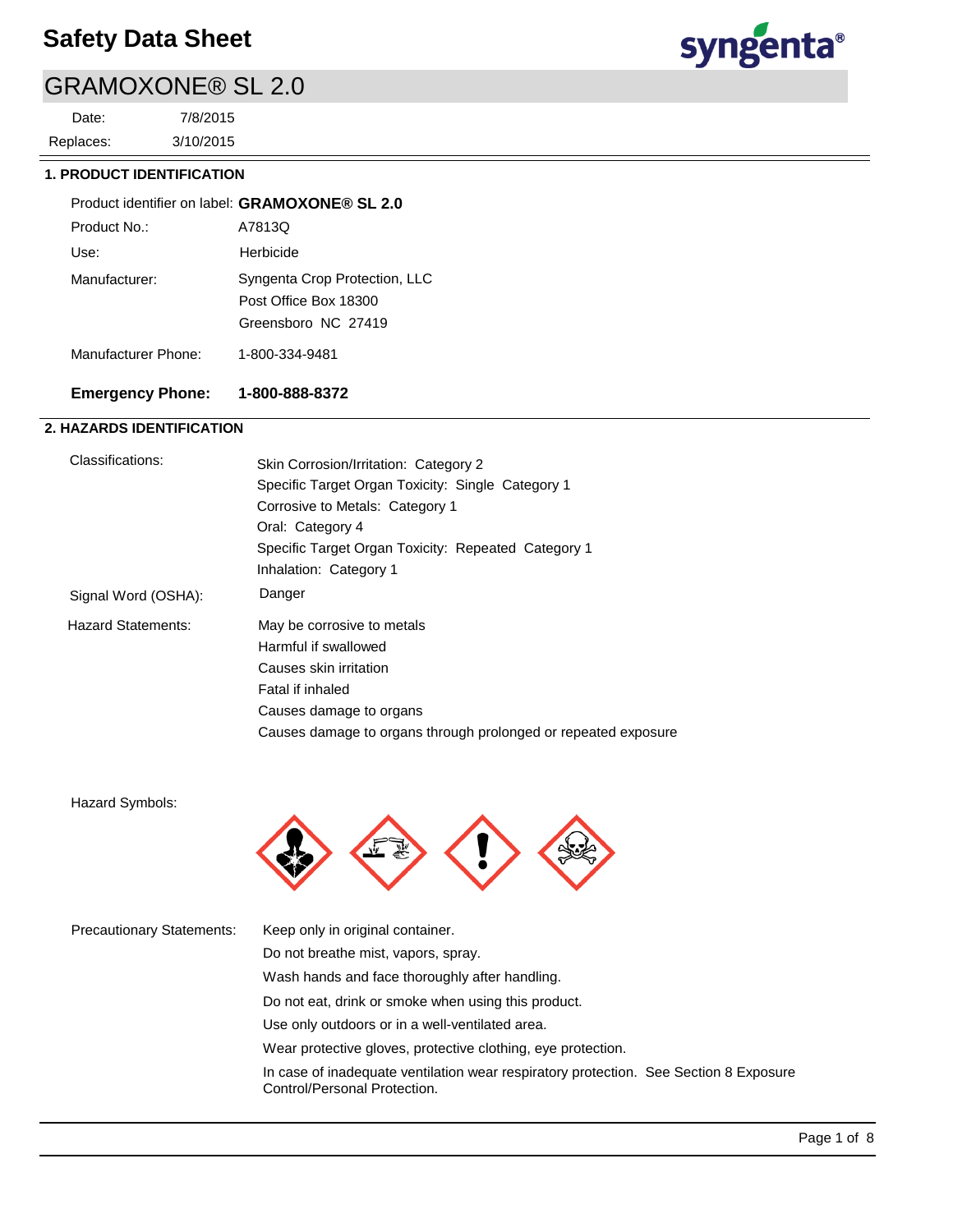# Safety Data Sheet

## GRAMOXONE® SL 2.0

Date: 7/8/2015
Replaces: 3/10/2015

### 1. PRODUCT IDENTIFICATION

Product identifier on label: **GRAMOXONE® SL 2.0**

Product No.: A7813Q

Use: Herbicide

Manufacturer: Syngenta Crop Protection, LLC
Post Office Box 18300
Greensboro NC 27419

Manufacturer Phone: 1-800-334-9481

**Emergency Phone: 1-800-888-8372**

### 2. HAZARDS IDENTIFICATION

Classifications:
- Skin Corrosion/Irritation: Category 2
- Specific Target Organ Toxicity: Single Category 1
- Corrosive to Metals: Category 1
- Oral: Category 4
- Specific Target Organ Toxicity: Repeated Category 1
- Inhalation: Category 1

Signal Word (OSHA): Danger

Hazard Statements:
- May be corrosive to metals
- Harmful if swallowed
- Causes skin irritation
- Fatal if inhaled
- Causes damage to organs
- Causes damage to organs through prolonged or repeated exposure

Hazard Symbols:

Precautionary Statements:
- Keep only in original container.
- Do not breathe mist, vapors, spray.
- Wash hands and face thoroughly after handling.
- Do not eat, drink or smoke when using this product.
- Use only outdoors or in a well-ventilated area.
- Wear protective gloves, protective clothing, eye protection.
- In case of inadequate ventilation wear respiratory protection. See Section 8 Exposure Control/Personal Protection.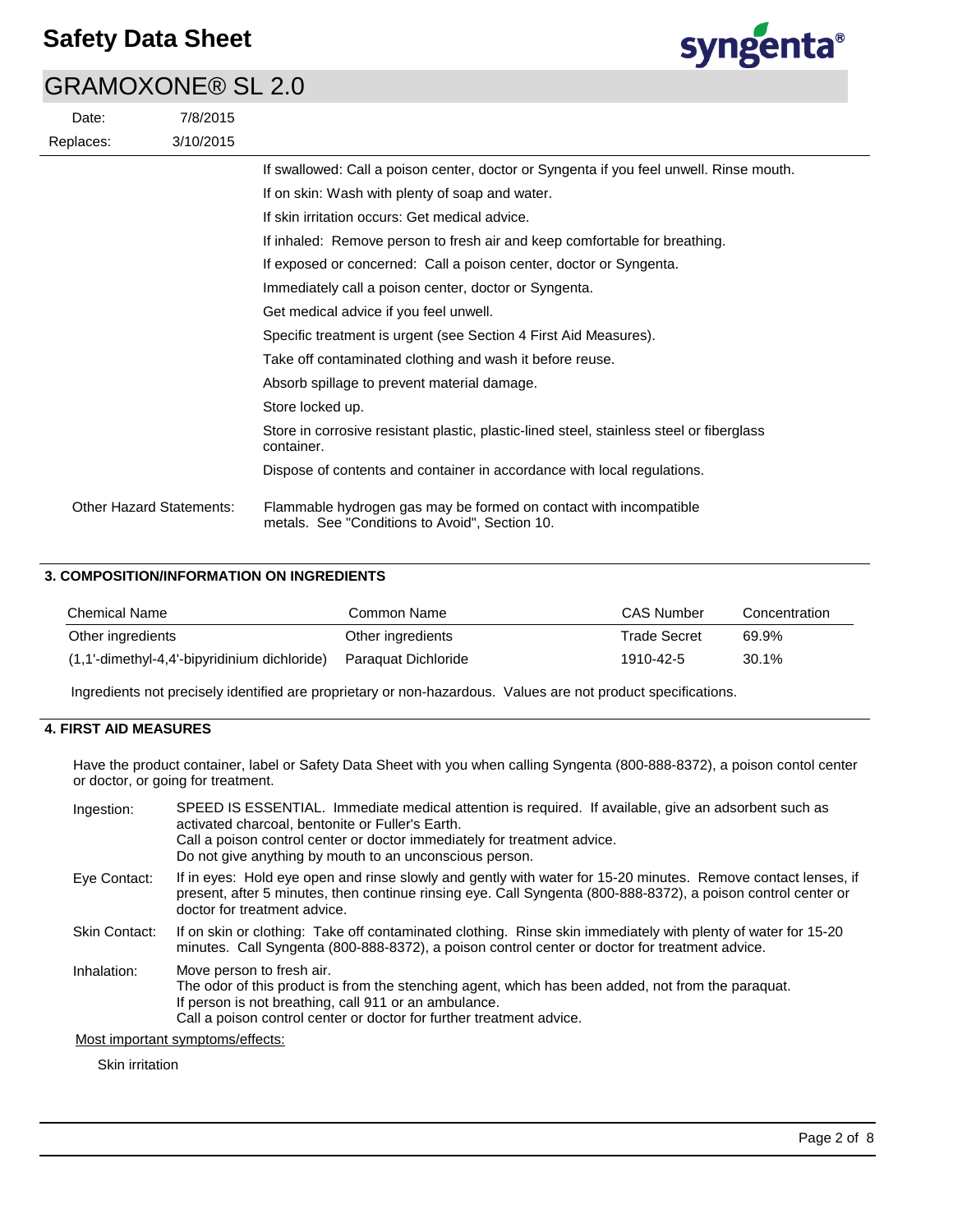| | |
|---|---|
| Date: | 7/8/2015 |
| Replaces: | 3/10/2015 |

If swallowed: Call a poison center, doctor or Syngenta if you feel unwell. Rinse mouth.

If on skin: Wash with plenty of soap and water.

If skin irritation occurs: Get medical advice.

If inhaled: Remove person to fresh air and keep comfortable for breathing.

If exposed or concerned: Call a poison center, doctor or Syngenta.

Immediately call a poison center, doctor or Syngenta.

Get medical advice if you feel unwell.

Specific treatment is urgent (see Section 4 First Aid Measures).

Take off contaminated clothing and wash it before reuse.

Absorb spillage to prevent material damage.

Store locked up.

Store in corrosive resistant plastic, plastic-lined steel, stainless steel or fiberglass container.

Dispose of contents and container in accordance with local regulations.

Other Hazard Statements: Flammable hydrogen gas may be formed on contact with incompatible metals. See "Conditions to Avoid", Section 10.

## 3. COMPOSITION/INFORMATION ON INGREDIENTS

| Chemical Name | Common Name | CAS Number | Concentration |
|---|---|---|---|
| Other ingredients | Other ingredients | Trade Secret | 69.9% |
| (1,1'-dimethyl-4,4'-bipyridinium dichloride) | Paraquat Dichloride | 1910-42-5 | 30.1% |

Ingredients not precisely identified are proprietary or non-hazardous. Values are not product specifications.

## 4. FIRST AID MEASURES

Have the product container, label or Safety Data Sheet with you when calling Syngenta (800-888-8372), a poison contol center or doctor, or going for treatment.

**Ingestion:** SPEED IS ESSENTIAL. Immediate medical attention is required. If available, give an adsorbent such as activated charcoal, bentonite or Fuller's Earth.
Call a poison control center or doctor immediately for treatment advice.
Do not give anything by mouth to an unconscious person.

**Eye Contact:** If in eyes: Hold eye open and rinse slowly and gently with water for 15-20 minutes. Remove contact lenses, if present, after 5 minutes, then continue rinsing eye. Call Syngenta (800-888-8372), a poison control center or doctor for treatment advice.

**Skin Contact:** If on skin or clothing: Take off contaminated clothing. Rinse skin immediately with plenty of water for 15-20 minutes. Call Syngenta (800-888-8372), a poison control center or doctor for treatment advice.

**Inhalation:** Move person to fresh air.
The odor of this product is from the stenching agent, which has been added, not from the paraquat.
If person is not breathing, call 911 or an ambulance.
Call a poison control center or doctor for further treatment advice.

Most important symptoms/effects:

Skin irritation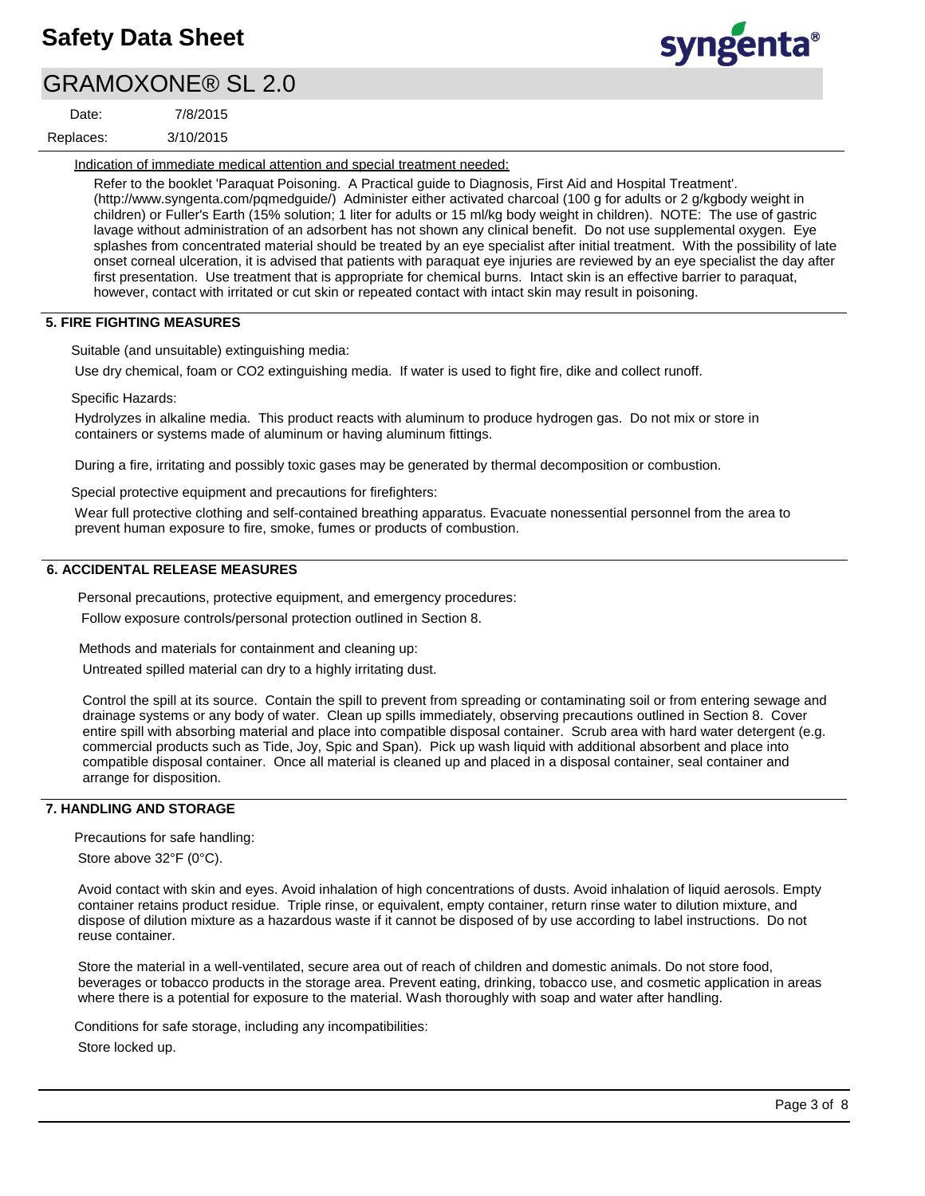Indication of immediate medical attention and special treatment needed:

Refer to the booklet 'Paraquat Poisoning. A Practical guide to Diagnosis, First Aid and Hospital Treatment'. (http://www.syngenta.com/pqmedguide/) Administer either activated charcoal (100 g for adults or 2 g/kgbody weight in children) or Fuller's Earth (15% solution; 1 liter for adults or 15 ml/kg body weight in children). NOTE: The use of gastric lavage without administration of an adsorbent has not shown any clinical benefit. Do not use supplemental oxygen. Eye splashes from concentrated material should be treated by an eye specialist after initial treatment. With the possibility of late onset corneal ulceration, it is advised that patients with paraquat eye injuries are reviewed by an eye specialist the day after first presentation. Use treatment that is appropriate for chemical burns. Intact skin is an effective barrier to paraquat, however, contact with irritated or cut skin or repeated contact with intact skin may result in poisoning.

## 5. FIRE FIGHTING MEASURES

Suitable (and unsuitable) extinguishing media:

Use dry chemical, foam or CO2 extinguishing media. If water is used to fight fire, dike and collect runoff.

Specific Hazards:

Hydrolyzes in alkaline media. This product reacts with aluminum to produce hydrogen gas. Do not mix or store in containers or systems made of aluminum or having aluminum fittings.

During a fire, irritating and possibly toxic gases may be generated by thermal decomposition or combustion.

Special protective equipment and precautions for firefighters:

Wear full protective clothing and self-contained breathing apparatus. Evacuate nonessential personnel from the area to prevent human exposure to fire, smoke, fumes or products of combustion.

## 6. ACCIDENTAL RELEASE MEASURES

Personal precautions, protective equipment, and emergency procedures:

Follow exposure controls/personal protection outlined in Section 8.

Methods and materials for containment and cleaning up:

Untreated spilled material can dry to a highly irritating dust.

Control the spill at its source. Contain the spill to prevent from spreading or contaminating soil or from entering sewage and drainage systems or any body of water. Clean up spills immediately, observing precautions outlined in Section 8. Cover entire spill with absorbing material and place into compatible disposal container. Scrub area with hard water detergent (e.g. commercial products such as Tide, Joy, Spic and Span). Pick up wash liquid with additional absorbent and place into compatible disposal container. Once all material is cleaned up and placed in a disposal container, seal container and arrange for disposition.

## 7. HANDLING AND STORAGE

Precautions for safe handling:

Store above 32°F (0°C).

Avoid contact with skin and eyes. Avoid inhalation of high concentrations of dusts. Avoid inhalation of liquid aerosols. Empty container retains product residue. Triple rinse, or equivalent, empty container, return rinse water to dilution mixture, and dispose of dilution mixture as a hazardous waste if it cannot be disposed of by use according to label instructions. Do not reuse container.

Store the material in a well-ventilated, secure area out of reach of children and domestic animals. Do not store food, beverages or tobacco products in the storage area. Prevent eating, drinking, tobacco use, and cosmetic application in areas where there is a potential for exposure to the material. Wash thoroughly with soap and water after handling.

Conditions for safe storage, including any incompatibilities:

Store locked up.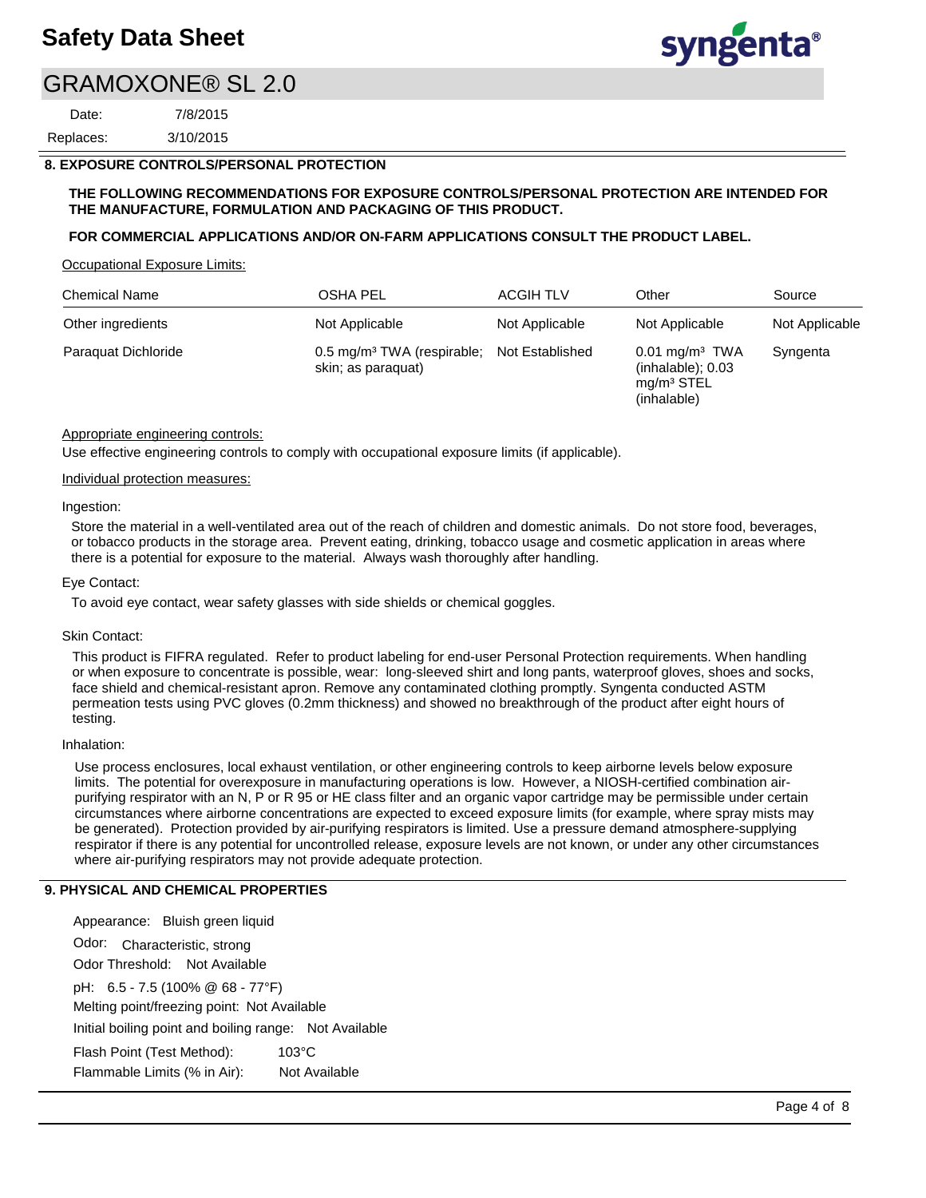## 8. EXPOSURE CONTROLS/PERSONAL PROTECTION

**THE FOLLOWING RECOMMENDATIONS FOR EXPOSURE CONTROLS/PERSONAL PROTECTION ARE INTENDED FOR THE MANUFACTURE, FORMULATION AND PACKAGING OF THIS PRODUCT.**

**FOR COMMERCIAL APPLICATIONS AND/OR ON-FARM APPLICATIONS CONSULT THE PRODUCT LABEL.**

Occupational Exposure Limits:

| Chemical Name | OSHA PEL | ACGIH TLV | Other | Source |
|---|---|---|---|---|
| Other ingredients | Not Applicable | Not Applicable | Not Applicable | Not Applicable |
| Paraquat Dichloride | 0.5 mg/m³ TWA (respirable; skin; as paraquat) | Not Established | 0.01 mg/m³ TWA (inhalable); 0.03 mg/m³ STEL (inhalable) | Syngenta |

Appropriate engineering controls:

Use effective engineering controls to comply with occupational exposure limits (if applicable).

Individual protection measures:

Ingestion:

Store the material in a well-ventilated area out of the reach of children and domestic animals. Do not store food, beverages, or tobacco products in the storage area. Prevent eating, drinking, tobacco usage and cosmetic application in areas where there is a potential for exposure to the material. Always wash thoroughly after handling.

Eye Contact:

To avoid eye contact, wear safety glasses with side shields or chemical goggles.

Skin Contact:

This product is FIFRA regulated. Refer to product labeling for end-user Personal Protection requirements. When handling or when exposure to concentrate is possible, wear: long-sleeved shirt and long pants, waterproof gloves, shoes and socks, face shield and chemical-resistant apron. Remove any contaminated clothing promptly. Syngenta conducted ASTM permeation tests using PVC gloves (0.2mm thickness) and showed no breakthrough of the product after eight hours of testing.

Inhalation:

Use process enclosures, local exhaust ventilation, or other engineering controls to keep airborne levels below exposure limits. The potential for overexposure in manufacturing operations is low. However, a NIOSH-certified combination air-purifying respirator with an N, P or R 95 or HE class filter and an organic vapor cartridge may be permissible under certain circumstances where airborne concentrations are expected to exceed exposure limits (for example, where spray mists may be generated). Protection provided by air-purifying respirators is limited. Use a pressure demand atmosphere-supplying respirator if there is any potential for uncontrolled release, exposure levels are not known, or under any other circumstances where air-purifying respirators may not provide adequate protection.

## 9. PHYSICAL AND CHEMICAL PROPERTIES

Appearance: Bluish green liquid

Odor: Characteristic, strong

Odor Threshold: Not Available

pH: 6.5 - 7.5 (100% @ 68 - 77°F)

Melting point/freezing point: Not Available

Initial boiling point and boiling range: Not Available

Flash Point (Test Method): 103°C

Flammable Limits (% in Air): Not Available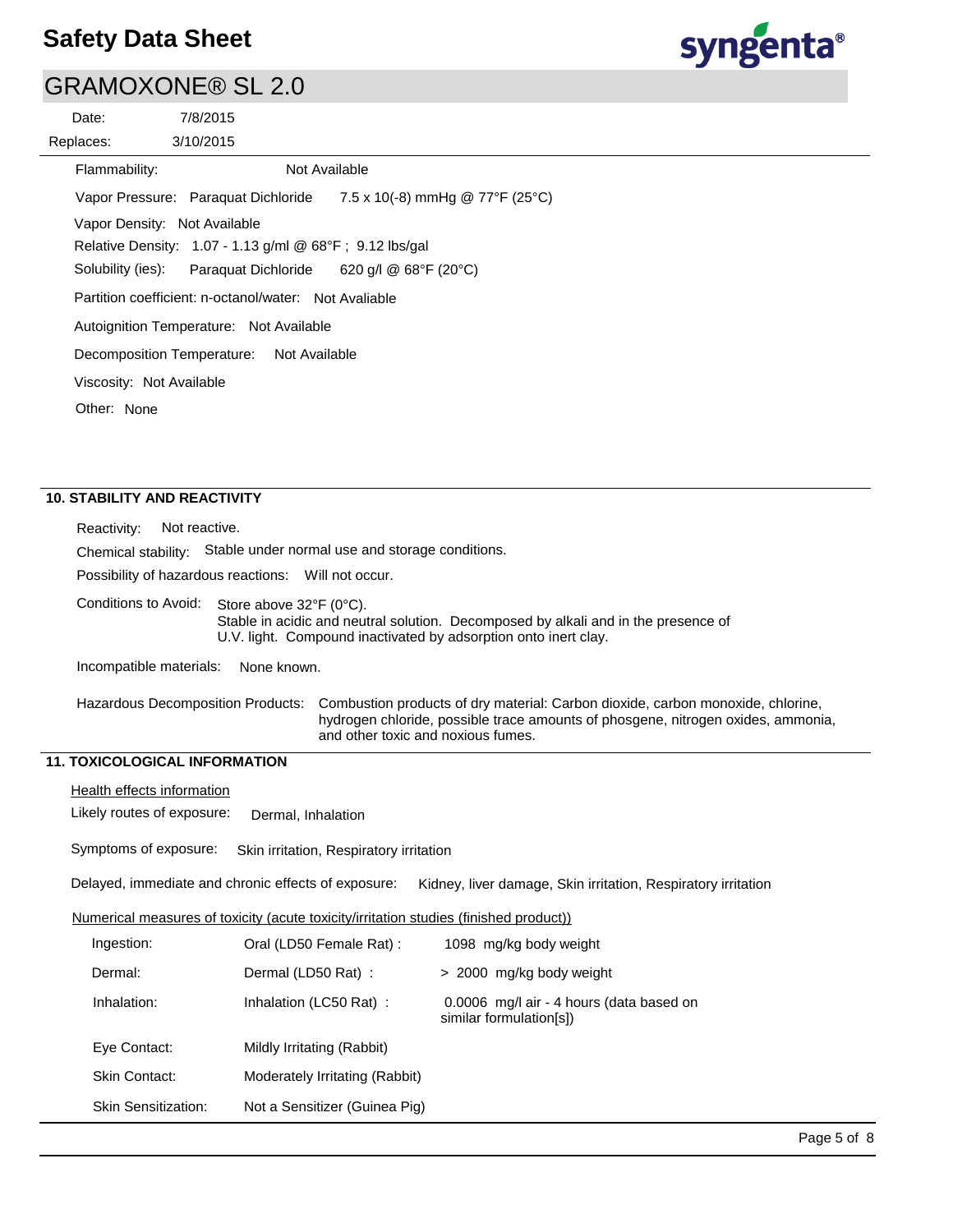Flammability: Not Available

Vapor Pressure: Paraquat Dichloride 7.5 x 10(-8) mmHg @ 77°F (25°C)

Vapor Density: Not Available

Relative Density: 1.07 - 1.13 g/ml @ 68°F ; 9.12 lbs/gal

Solubility (ies): Paraquat Dichloride 620 g/l @ 68°F (20°C)

Partition coefficient: n-octanol/water: Not Avaliable

Autoignition Temperature: Not Available

Decomposition Temperature: Not Available

Viscosity: Not Available

Other: None

## 10. STABILITY AND REACTIVITY

Reactivity: Not reactive.

Chemical stability: Stable under normal use and storage conditions.

Possibility of hazardous reactions: Will not occur.

Conditions to Avoid: Store above 32°F (0°C).
Stable in acidic and neutral solution. Decomposed by alkali and in the presence of U.V. light. Compound inactivated by adsorption onto inert clay.

Incompatible materials: None known.

Hazardous Decomposition Products: Combustion products of dry material: Carbon dioxide, carbon monoxide, chlorine, hydrogen chloride, possible trace amounts of phosgene, nitrogen oxides, ammonia, and other toxic and noxious fumes.

## 11. TOXICOLOGICAL INFORMATION

Health effects information

Likely routes of exposure: Dermal, Inhalation

Symptoms of exposure: Skin irritation, Respiratory irritation

Delayed, immediate and chronic effects of exposure: Kidney, liver damage, Skin irritation, Respiratory irritation

Numerical measures of toxicity (acute toxicity/irritation studies (finished product))

| | | |
|---|---|---|
| Ingestion: | Oral (LD50 Female Rat) : | 1098 mg/kg body weight |
| Dermal: | Dermal (LD50 Rat) : | > 2000 mg/kg body weight |
| Inhalation: | Inhalation (LC50 Rat) : | 0.0006 mg/l air - 4 hours (data based on similar formulation[s]) |
| Eye Contact: | Mildly Irritating (Rabbit) | |
| Skin Contact: | Moderately Irritating (Rabbit) | |
| Skin Sensitization: | Not a Sensitizer (Guinea Pig) | |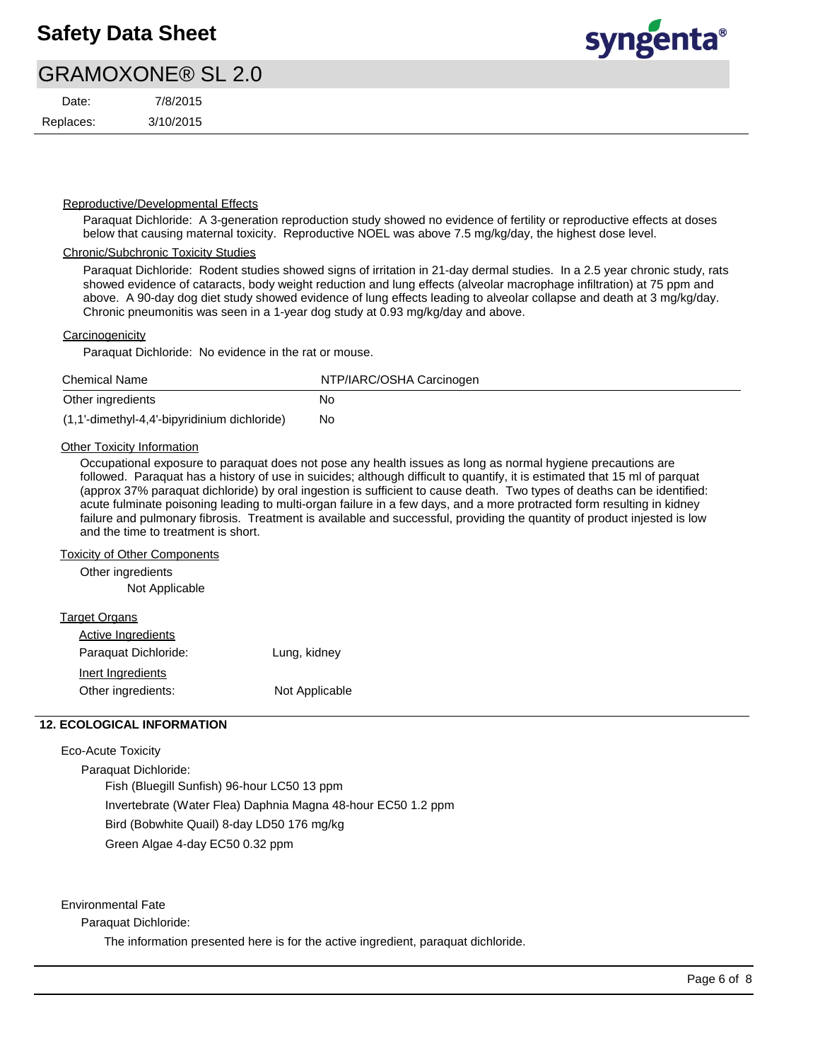### Reproductive/Developmental Effects

Paraquat Dichloride: A 3-generation reproduction study showed no evidence of fertility or reproductive effects at doses below that causing maternal toxicity. Reproductive NOEL was above 7.5 mg/kg/day, the highest dose level.

### Chronic/Subchronic Toxicity Studies

Paraquat Dichloride: Rodent studies showed signs of irritation in 21-day dermal studies. In a 2.5 year chronic study, rats showed evidence of cataracts, body weight reduction and lung effects (alveolar macrophage infiltration) at 75 ppm and above. A 90-day dog diet study showed evidence of lung effects leading to alveolar collapse and death at 3 mg/kg/day. Chronic pneumonitis was seen in a 1-year dog study at 0.93 mg/kg/day and above.

### Carcinogenicity

Paraquat Dichloride: No evidence in the rat or mouse.

| Chemical Name | NTP/IARC/OSHA Carcinogen |
|---|---|
| Other ingredients | No |
| (1,1'-dimethyl-4,4'-bipyridinium dichloride) | No |

### Other Toxicity Information

Occupational exposure to paraquat does not pose any health issues as long as normal hygiene precautions are followed. Paraquat has a history of use in suicides; although difficult to quantify, it is estimated that 15 ml of parquat (approx 37% paraquat dichloride) by oral ingestion is sufficient to cause death. Two types of deaths can be identified: acute fulminate poisoning leading to multi-organ failure in a few days, and a more protracted form resulting in kidney failure and pulmonary fibrosis. Treatment is available and successful, providing the quantity of product injested is low and the time to treatment is short.

### Toxicity of Other Components

Other ingredients

Not Applicable

### Target Organs

Active Ingredients

Paraquat Dichloride: Lung, kidney

Inert Ingredients

Other ingredients: Not Applicable

## 12. ECOLOGICAL INFORMATION

Eco-Acute Toxicity

Paraquat Dichloride:

Fish (Bluegill Sunfish) 96-hour LC50 13 ppm

Invertebrate (Water Flea) Daphnia Magna 48-hour EC50 1.2 ppm

Bird (Bobwhite Quail) 8-day LD50 176 mg/kg

Green Algae 4-day EC50 0.32 ppm

Environmental Fate

Paraquat Dichloride:

The information presented here is for the active ingredient, paraquat dichloride.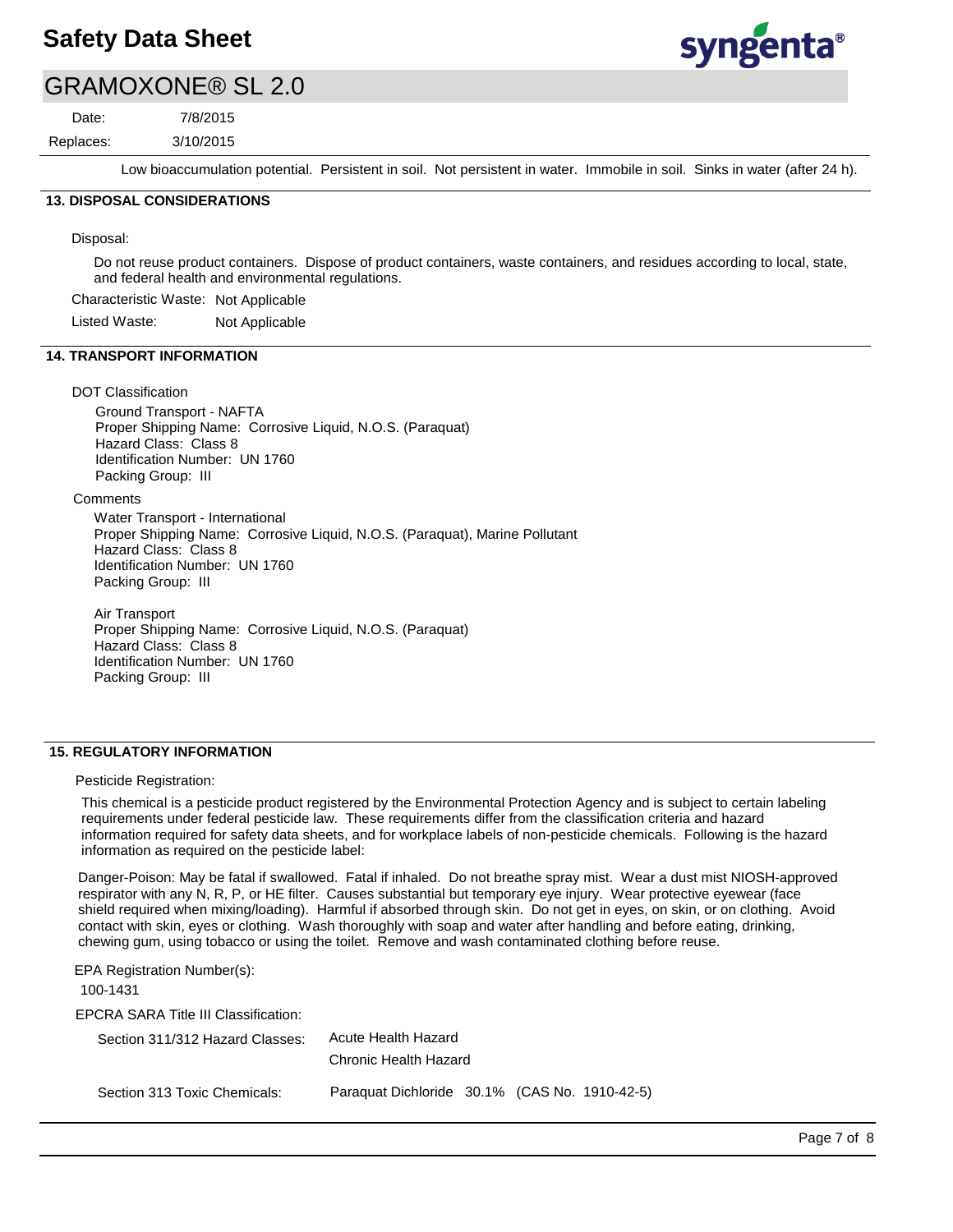Low bioaccumulation potential. Persistent in soil. Not persistent in water. Immobile in soil. Sinks in water (after 24 h).

## 13. DISPOSAL CONSIDERATIONS

Disposal:

Do not reuse product containers. Dispose of product containers, waste containers, and residues according to local, state, and federal health and environmental regulations.

Characteristic Waste: Not Applicable

Listed Waste: Not Applicable

## 14. TRANSPORT INFORMATION

DOT Classification

Ground Transport - NAFTA
Proper Shipping Name: Corrosive Liquid, N.O.S. (Paraquat)
Hazard Class: Class 8
Identification Number: UN 1760
Packing Group: III

Comments

Water Transport - International
Proper Shipping Name: Corrosive Liquid, N.O.S. (Paraquat), Marine Pollutant
Hazard Class: Class 8
Identification Number: UN 1760
Packing Group: III

Air Transport
Proper Shipping Name: Corrosive Liquid, N.O.S. (Paraquat)
Hazard Class: Class 8
Identification Number: UN 1760
Packing Group: III

## 15. REGULATORY INFORMATION

Pesticide Registration:

This chemical is a pesticide product registered by the Environmental Protection Agency and is subject to certain labeling requirements under federal pesticide law. These requirements differ from the classification criteria and hazard information required for safety data sheets, and for workplace labels of non-pesticide chemicals. Following is the hazard information as required on the pesticide label:

Danger-Poison: May be fatal if swallowed. Fatal if inhaled. Do not breathe spray mist. Wear a dust mist NIOSH-approved respirator with any N, R, P, or HE filter. Causes substantial but temporary eye injury. Wear protective eyewear (face shield required when mixing/loading). Harmful if absorbed through skin. Do not get in eyes, on skin, or on clothing. Avoid contact with skin, eyes or clothing. Wash thoroughly with soap and water after handling and before eating, drinking, chewing gum, using tobacco or using the toilet. Remove and wash contaminated clothing before reuse.

EPA Registration Number(s):
100-1431

EPCRA SARA Title III Classification:

Section 311/312 Hazard Classes: Acute Health Hazard
Chronic Health Hazard

Section 313 Toxic Chemicals: Paraquat Dichloride 30.1% (CAS No. 1910-42-5)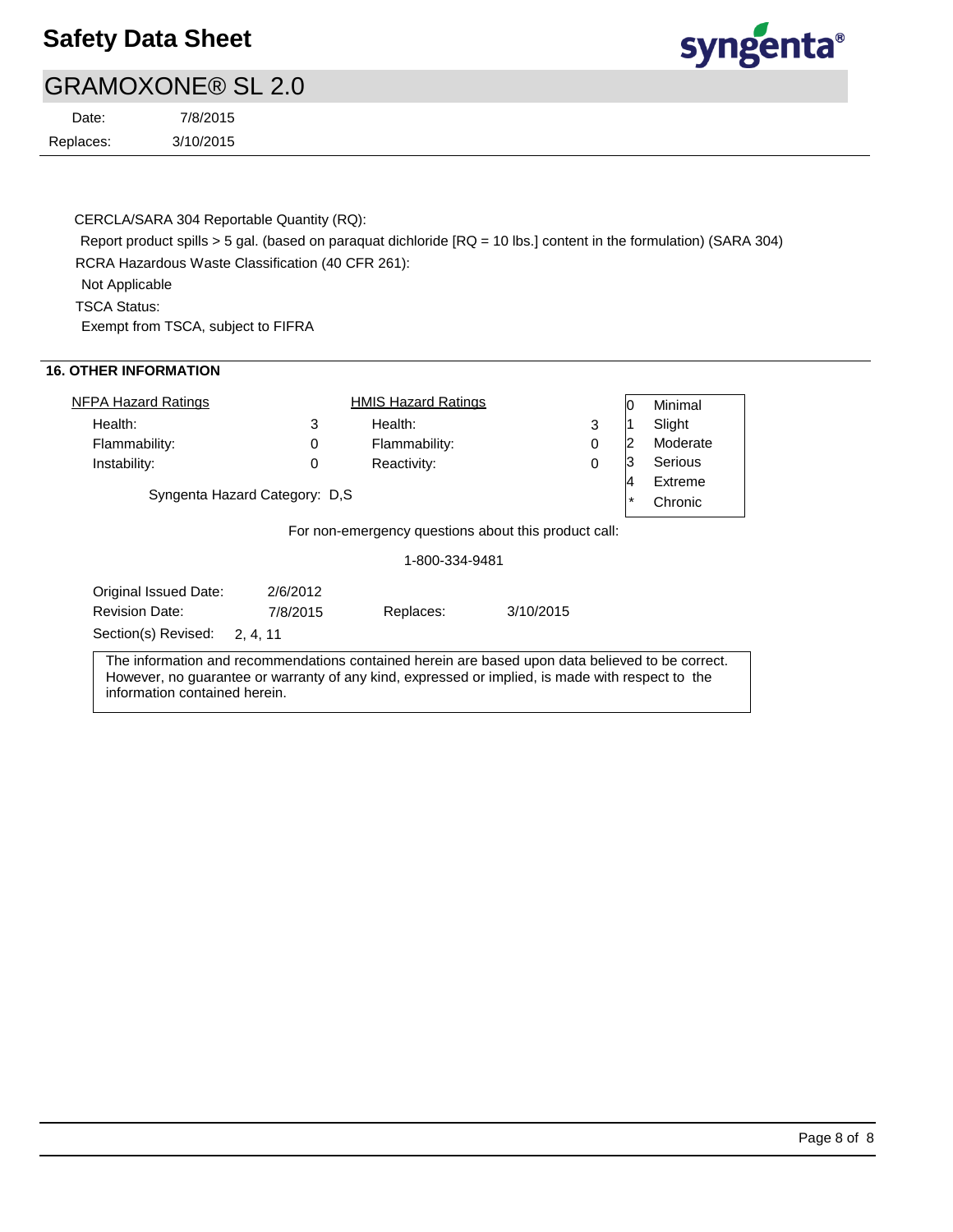CERCLA/SARA 304 Reportable Quantity (RQ):

Report product spills > 5 gal. (based on paraquat dichloride [RQ = 10 lbs.] content in the formulation) (SARA 304)

RCRA Hazardous Waste Classification (40 CFR 261):

Not Applicable

TSCA Status:

Exempt from TSCA, subject to FIFRA

## 16. OTHER INFORMATION

| NFPA Hazard Ratings | | HMIS Hazard Ratings | |
|---|---|---|---|
| Health: | 3 | Health: | 3 |
| Flammability: | 0 | Flammability: | 0 |
| Instability: | 0 | Reactivity: | 0 |

| | |
|---|---|
| 0 | Minimal |
| 1 | Slight |
| 2 | Moderate |
| 3 | Serious |
| 4 | Extreme |
| * | Chronic |

Syngenta Hazard Category: D,S

For non-emergency questions about this product call:

1-800-334-9481

Original Issued Date: 2/6/2012

Revision Date: 7/8/2015 Replaces: 3/10/2015

Section(s) Revised: 2, 4, 11

The information and recommendations contained herein are based upon data believed to be correct. However, no guarantee or warranty of any kind, expressed or implied, is made with respect to the information contained herein.